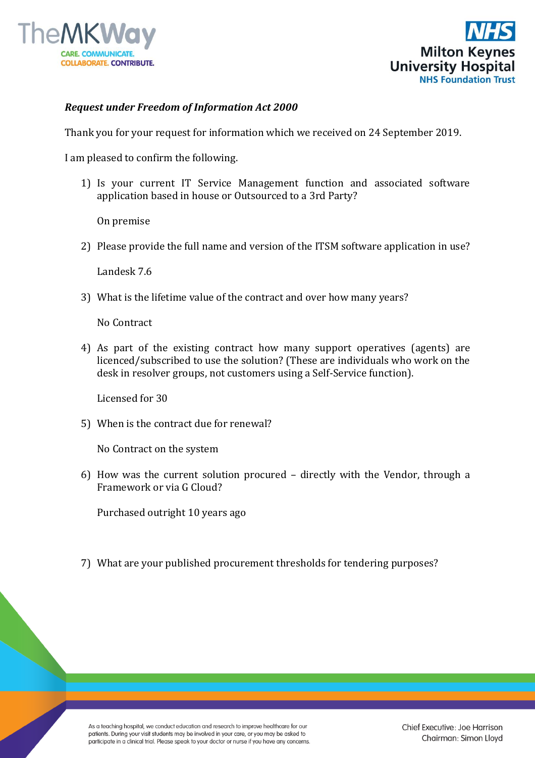***Request under Freedom of Information Act 2000***

Thank you for your request for information which we received on 24 September 2019.

I am pleased to confirm the following.

1) Is your current IT Service Management function and associated software application based in house or Outsourced to a 3rd Party?

   On premise

2) Please provide the full name and version of the ITSM software application in use?

   Landesk 7.6

3) What is the lifetime value of the contract and over how many years?

   No Contract

4) As part of the existing contract how many support operatives (agents) are licenced/subscribed to use the solution? (These are individuals who work on the desk in resolver groups, not customers using a Self-Service function).

   Licensed for 30

5) When is the contract due for renewal?

   No Contract on the system

6) How was the current solution procured – directly with the Vendor, through a Framework or via G Cloud?

   Purchased outright 10 years ago

7) What are your published procurement thresholds for tendering purposes?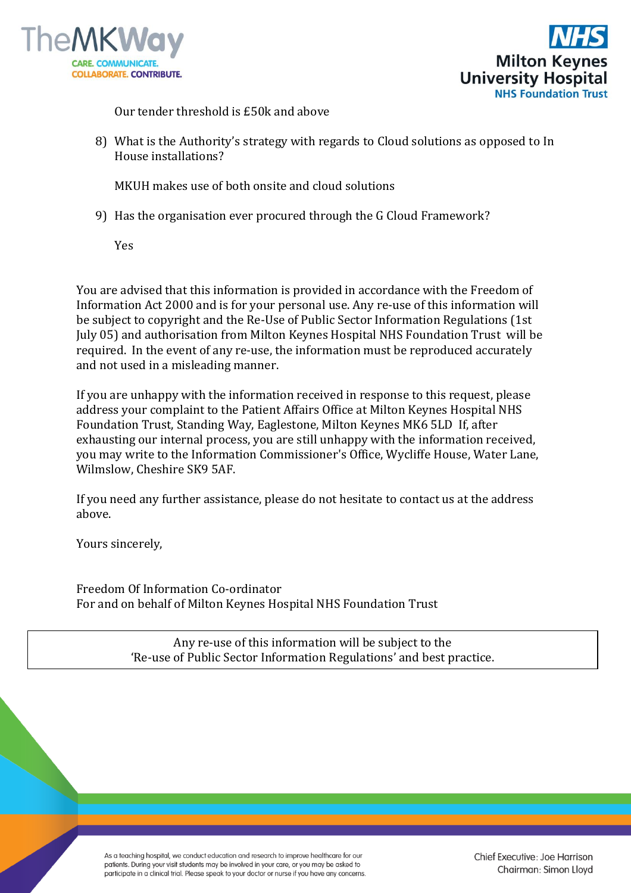Our tender threshold is £50k and above

8) What is the Authority's strategy with regards to Cloud solutions as opposed to In House installations?

   MKUH makes use of both onsite and cloud solutions

9) Has the organisation ever procured through the G Cloud Framework?

   Yes

You are advised that this information is provided in accordance with the Freedom of Information Act 2000 and is for your personal use. Any re-use of this information will be subject to copyright and the Re-Use of Public Sector Information Regulations (1st July 05) and authorisation from Milton Keynes Hospital NHS Foundation Trust will be required. In the event of any re-use, the information must be reproduced accurately and not used in a misleading manner.

If you are unhappy with the information received in response to this request, please address your complaint to the Patient Affairs Office at Milton Keynes Hospital NHS Foundation Trust, Standing Way, Eaglestone, Milton Keynes MK6 5LD If, after exhausting our internal process, you are still unhappy with the information received, you may write to the Information Commissioner's Office, Wycliffe House, Water Lane, Wilmslow, Cheshire SK9 5AF.

If you need any further assistance, please do not hesitate to contact us at the address above.

Yours sincerely,

Freedom Of Information Co-ordinator
For and on behalf of Milton Keynes Hospital NHS Foundation Trust

| |
|---|
| Any re-use of this information will be subject to the 'Re-use of Public Sector Information Regulations' and best practice. |